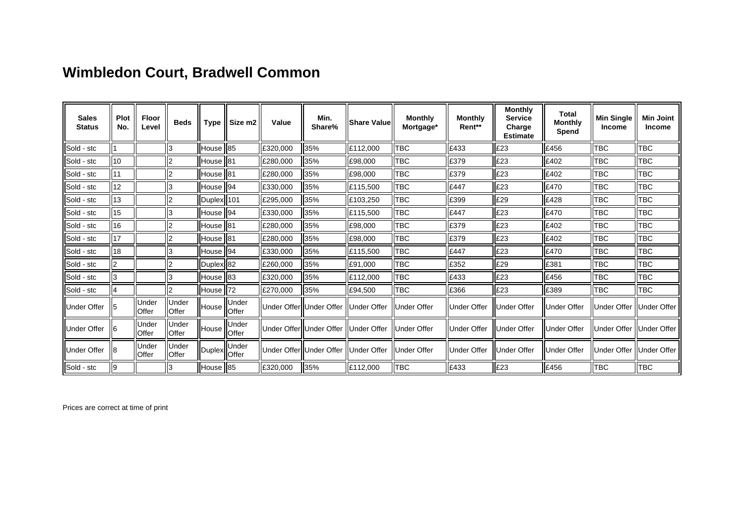# Wimbledon Court, Bradwell Common

| Sales Status | Plot No. | Floor Level | Beds | Type | Size m2 | Value | Min. Share% | Share Value | Monthly Mortgage* | Monthly Rent** | Monthly Service Charge Estimate | Total Monthly Spend | Min Single Income | Min Joint Income |
|---|---|---|---|---|---|---|---|---|---|---|---|---|---|---|
| Sold - stc | 1 | | 3 | House | 85 | £320,000 | 35% | £112,000 | TBC | £433 | £23 | £456 | TBC | TBC |
| Sold - stc | 10 | | 2 | House | 81 | £280,000 | 35% | £98,000 | TBC | £379 | £23 | £402 | TBC | TBC |
| Sold - stc | 11 | | 2 | House | 81 | £280,000 | 35% | £98,000 | TBC | £379 | £23 | £402 | TBC | TBC |
| Sold - stc | 12 | | 3 | House | 94 | £330,000 | 35% | £115,500 | TBC | £447 | £23 | £470 | TBC | TBC |
| Sold - stc | 13 | | 2 | Duplex | 101 | £295,000 | 35% | £103,250 | TBC | £399 | £29 | £428 | TBC | TBC |
| Sold - stc | 15 | | 3 | House | 94 | £330,000 | 35% | £115,500 | TBC | £447 | £23 | £470 | TBC | TBC |
| Sold - stc | 16 | | 2 | House | 81 | £280,000 | 35% | £98,000 | TBC | £379 | £23 | £402 | TBC | TBC |
| Sold - stc | 17 | | 2 | House | 81 | £280,000 | 35% | £98,000 | TBC | £379 | £23 | £402 | TBC | TBC |
| Sold - stc | 18 | | 3 | House | 94 | £330,000 | 35% | £115,500 | TBC | £447 | £23 | £470 | TBC | TBC |
| Sold - stc | 2 | | 2 | Duplex | 82 | £260,000 | 35% | £91,000 | TBC | £352 | £29 | £381 | TBC | TBC |
| Sold - stc | 3 | | 3 | House | 83 | £320,000 | 35% | £112,000 | TBC | £433 | £23 | £456 | TBC | TBC |
| Sold - stc | 4 | | 2 | House | 72 | £270,000 | 35% | £94,500 | TBC | £366 | £23 | £389 | TBC | TBC |
| Under Offer | 5 | Under Offer | Under Offer | House | Under Offer | Under Offer | Under Offer | Under Offer | Under Offer | Under Offer | Under Offer | Under Offer | Under Offer | Under Offer |
| Under Offer | 6 | Under Offer | Under Offer | House | Under Offer | Under Offer | Under Offer | Under Offer | Under Offer | Under Offer | Under Offer | Under Offer | Under Offer | Under Offer |
| Under Offer | 8 | Under Offer | Under Offer | Duplex | Under Offer | Under Offer | Under Offer | Under Offer | Under Offer | Under Offer | Under Offer | Under Offer | Under Offer | Under Offer |
| Sold - stc | 9 | | 3 | House | 85 | £320,000 | 35% | £112,000 | TBC | £433 | £23 | £456 | TBC | TBC |

Prices are correct at time of print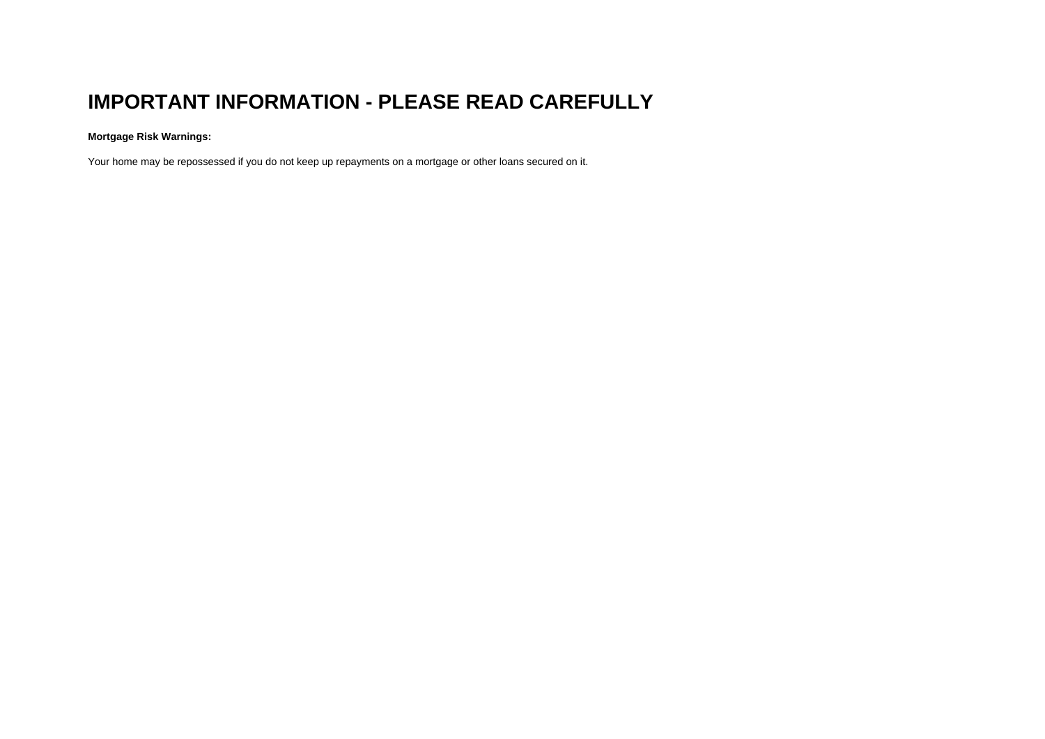# IMPORTANT INFORMATION - PLEASE READ CAREFULLY

**Mortgage Risk Warnings:**

Your home may be repossessed if you do not keep up repayments on a mortgage or other loans secured on it.